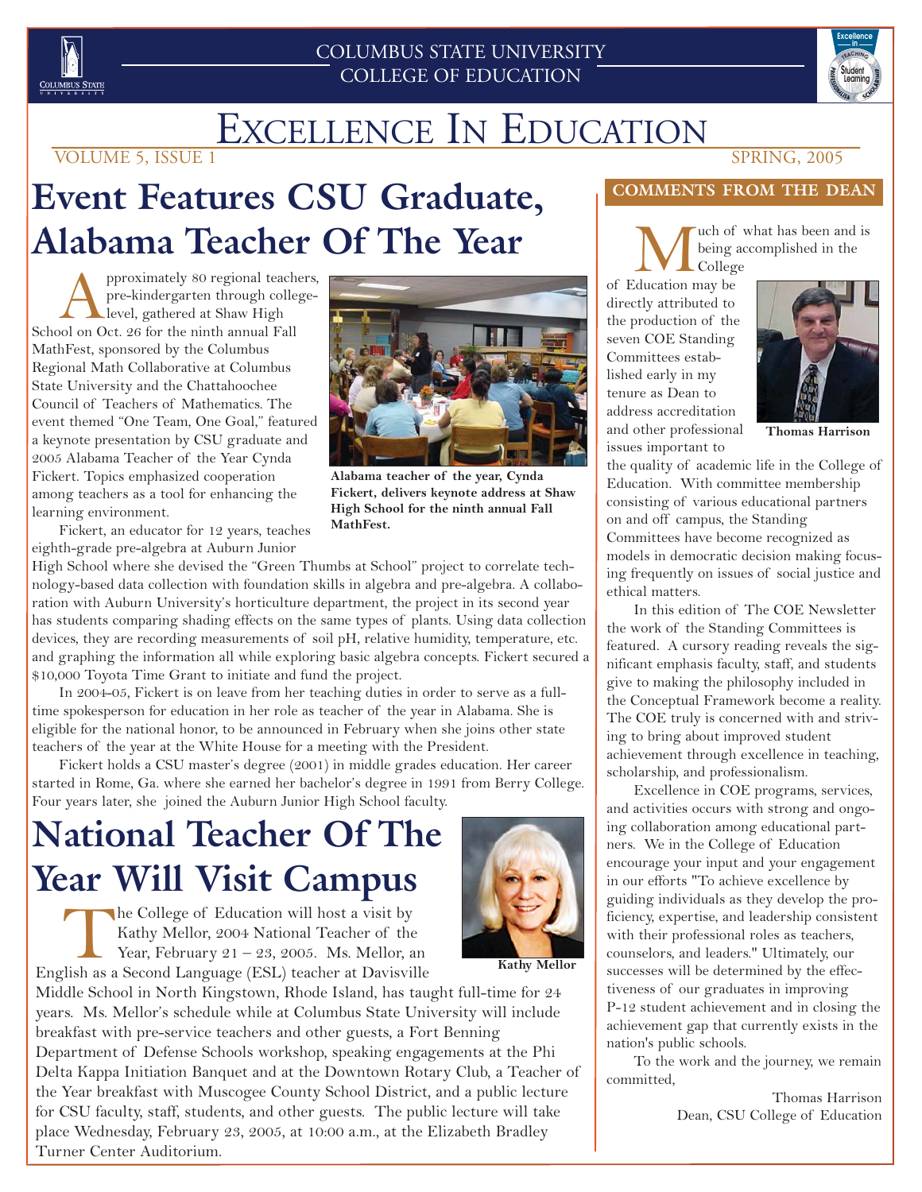COLUMBUS STATE UNIVERSITY
COLLEGE OF EDUCATION

# Excellence In Education

VOLUME 5, ISSUE 1 SPRING, 2005

## Event Features CSU Graduate, Alabama Teacher Of The Year

Approximately 80 regional teachers, pre-kindergarten through college-level, gathered at Shaw High School on Oct. 26 for the ninth annual Fall MathFest, sponsored by the Columbus Regional Math Collaborative at Columbus State University and the Chattahoochee Council of Teachers of Mathematics. The event themed "One Team, One Goal," featured a keynote presentation by CSU graduate and 2005 Alabama Teacher of the Year Cynda Fickert. Topics emphasized cooperation among teachers as a tool for enhancing the learning environment.

**Alabama teacher of the year, Cynda Fickert, delivers keynote address at Shaw High School for the ninth annual Fall MathFest.**

Fickert, an educator for 12 years, teaches eighth-grade pre-algebra at Auburn Junior High School where she devised the "Green Thumbs at School" project to correlate technology-based data collection with foundation skills in algebra and pre-algebra. A collaboration with Auburn University's horticulture department, the project in its second year has students comparing shading effects on the same types of plants. Using data collection devices, they are recording measurements of soil pH, relative humidity, temperature, etc. and graphing the information all while exploring basic algebra concepts. Fickert secured a $10,000 Toyota Time Grant to initiate and fund the project.

In 2004-05, Fickert is on leave from her teaching duties in order to serve as a full-time spokesperson for education in her role as teacher of the year in Alabama. She is eligible for the national honor, to be announced in February when she joins other state teachers of the year at the White House for a meeting with the President.

Fickert holds a CSU master's degree (2001) in middle grades education. Her career started in Rome, Ga. where she earned her bachelor's degree in 1991 from Berry College. Four years later, she joined the Auburn Junior High School faculty.

## National Teacher Of The Year Will Visit Campus

**Kathy Mellor**

The College of Education will host a visit by Kathy Mellor, 2004 National Teacher of the Year, February 21 – 23, 2005. Ms. Mellor, an English as a Second Language (ESL) teacher at Davisville Middle School in North Kingstown, Rhode Island, has taught full-time for 24 years. Ms. Mellor's schedule while at Columbus State University will include breakfast with pre-service teachers and other guests, a Fort Benning Department of Defense Schools workshop, speaking engagements at the Phi Delta Kappa Initiation Banquet and at the Downtown Rotary Club, a Teacher of the Year breakfast with Muscogee County School District, and a public lecture for CSU faculty, staff, students, and other guests. The public lecture will take place Wednesday, February 23, 2005, at 10:00 a.m., at the Elizabeth Bradley Turner Center Auditorium.

### COMMENTS FROM THE DEAN

**Thomas Harrison**

Much of what has been and is being accomplished in the College of Education may be directly attributed to the production of the seven COE Standing Committees established early in my tenure as Dean to address accreditation and other professional issues important to the quality of academic life in the College of Education. With committee membership consisting of various educational partners on and off campus, the Standing Committees have become recognized as models in democratic decision making focusing frequently on issues of social justice and ethical matters.

In this edition of The COE Newsletter the work of the Standing Committees is featured. A cursory reading reveals the significant emphasis faculty, staff, and students give to making the philosophy included in the Conceptual Framework become a reality. The COE truly is concerned with and striving to bring about improved student achievement through excellence in teaching, scholarship, and professionalism.

Excellence in COE programs, services, and activities occurs with strong and ongoing collaboration among educational partners. We in the College of Education encourage your input and your engagement in our efforts "To achieve excellence by guiding individuals as they develop the proficiency, expertise, and leadership consistent with their professional roles as teachers, counselors, and leaders." Ultimately, our successes will be determined by the effectiveness of our graduates in improving P-12 student achievement and in closing the achievement gap that currently exists in the nation's public schools.

To the work and the journey, we remain committed,

Thomas Harrison
Dean, CSU College of Education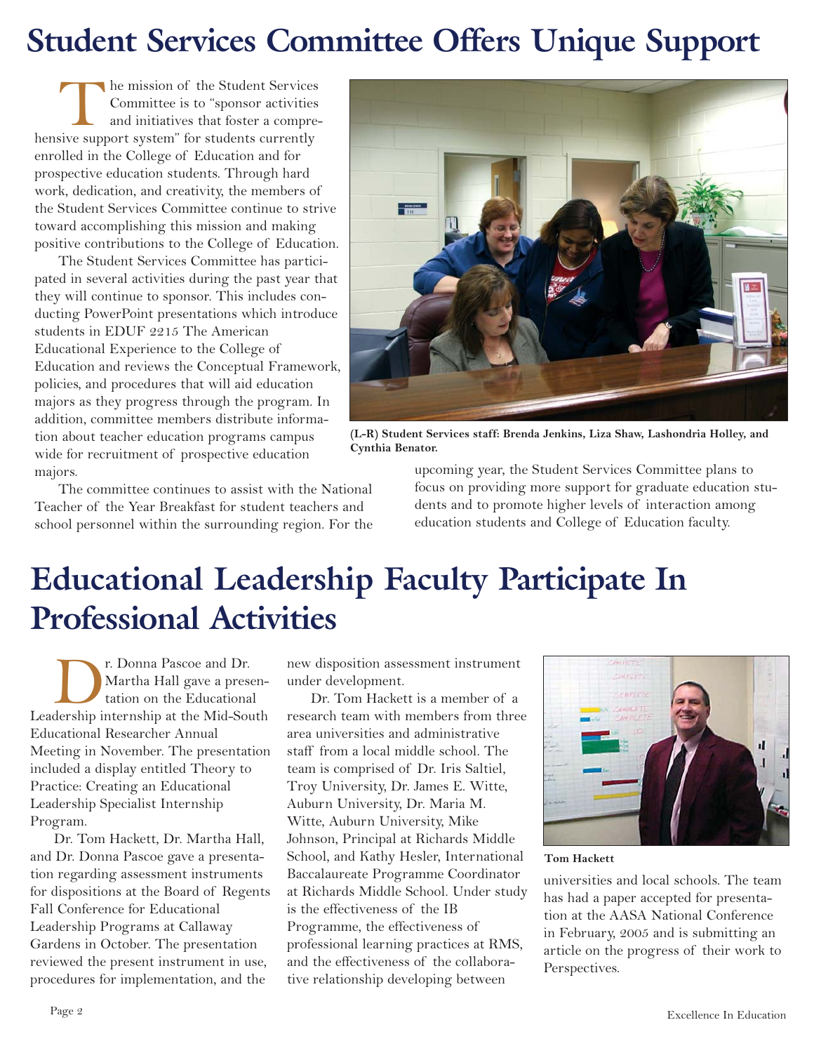# Student Services Committee Offers Unique Support

The mission of the Student Services Committee is to "sponsor activities and initiatives that foster a comprehensive support system" for students currently enrolled in the College of Education and for prospective education students. Through hard work, dedication, and creativity, the members of the Student Services Committee continue to strive toward accomplishing this mission and making positive contributions to the College of Education.

The Student Services Committee has participated in several activities during the past year that they will continue to sponsor. This includes conducting PowerPoint presentations which introduce students in EDUF 2215 The American Educational Experience to the College of Education and reviews the Conceptual Framework, policies, and procedures that will aid education majors as they progress through the program. In addition, committee members distribute information about teacher education programs campus wide for recruitment of prospective education majors.

The committee continues to assist with the National Teacher of the Year Breakfast for student teachers and school personnel within the surrounding region. For the upcoming year, the Student Services Committee plans to focus on providing more support for graduate education students and to promote higher levels of interaction among education students and College of Education faculty.

**(L-R) Student Services staff: Brenda Jenkins, Liza Shaw, Lashondria Holley, and Cynthia Benator.**

# Educational Leadership Faculty Participate In Professional Activities

Dr. Donna Pascoe and Dr. Martha Hall gave a presentation on the Educational Leadership internship at the Mid-South Educational Researcher Annual Meeting in November. The presentation included a display entitled Theory to Practice: Creating an Educational Leadership Specialist Internship Program.

Dr. Tom Hackett, Dr. Martha Hall, and Dr. Donna Pascoe gave a presentation regarding assessment instruments for dispositions at the Board of Regents Fall Conference for Educational Leadership Programs at Callaway Gardens in October. The presentation reviewed the present instrument in use, procedures for implementation, and the new disposition assessment instrument under development.

Dr. Tom Hackett is a member of a research team with members from three area universities and administrative staff from a local middle school. The team is comprised of Dr. Iris Saltiel, Troy University, Dr. James E. Witte, Auburn University, Dr. Maria M. Witte, Auburn University, Mike Johnson, Principal at Richards Middle School, and Kathy Hesler, International Baccalaureate Programme Coordinator at Richards Middle School. Under study is the effectiveness of the IB Programme, the effectiveness of professional learning practices at RMS, and the effectiveness of the collaborative relationship developing between universities and local schools. The team has had a paper accepted for presentation at the AASA National Conference in February, 2005 and is submitting an article on the progress of their work to Perspectives.

**Tom Hackett**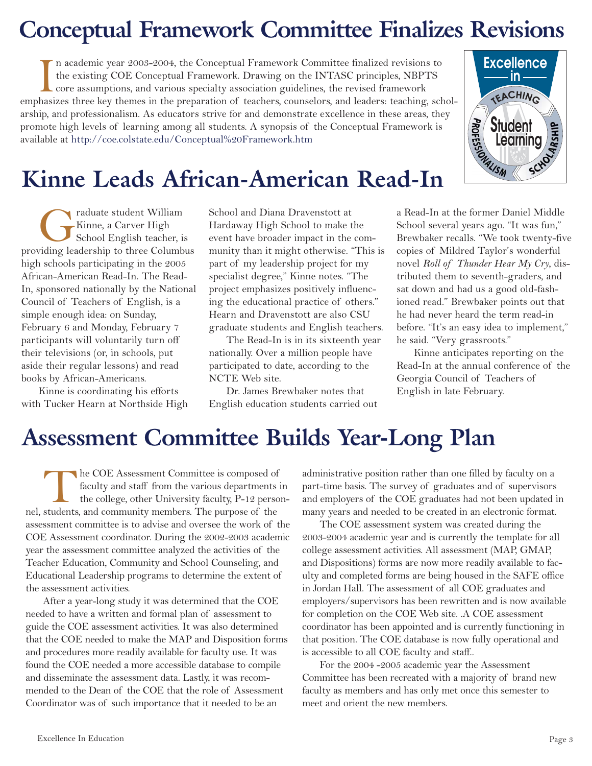# Conceptual Framework Committee Finalizes Revisions

In academic year 2003-2004, the Conceptual Framework Committee finalized revisions to the existing COE Conceptual Framework. Drawing on the INTASC principles, NBPTS core assumptions, and various specialty association guidelines, the revised framework emphasizes three key themes in the preparation of teachers, counselors, and leaders: teaching, scholarship, and professionalism. As educators strive for and demonstrate excellence in these areas, they promote high levels of learning among all students. A synopsis of the Conceptual Framework is available at http://coe.colstate.edu/Conceptual%20Framework.htm

Excellence in Teaching · Scholarship · Professionalism · Student Learning

# Kinne Leads African-American Read-In

Graduate student William Kinne, a Carver High School English teacher, is providing leadership to three Columbus high schools participating in the 2005 African-American Read-In. The Read-In, sponsored nationally by the National Council of Teachers of English, is a simple enough idea: on Sunday, February 6 and Monday, February 7 participants will voluntarily turn off their televisions (or, in schools, put aside their regular lessons) and read books by African-Americans.

Kinne is coordinating his efforts with Tucker Hearn at Northside High School and Diana Dravenstott at Hardaway High School to make the event have broader impact in the community than it might otherwise. "This is part of my leadership project for my specialist degree," Kinne notes. "The project emphasizes positively influencing the educational practice of others." Hearn and Dravenstott are also CSU graduate students and English teachers.

The Read-In is in its sixteenth year nationally. Over a million people have participated to date, according to the NCTE Web site.

Dr. James Brewbaker notes that English education students carried out a Read-In at the former Daniel Middle School several years ago. "It was fun," Brewbaker recalls. "We took twenty-five copies of Mildred Taylor's wonderful novel *Roll of Thunder Hear My Cry*, distributed them to seventh-graders, and sat down and had us a good old-fashioned read." Brewbaker points out that he had never heard the term read-in before. "It's an easy idea to implement," he said. "Very grassroots."

Kinne anticipates reporting on the Read-In at the annual conference of the Georgia Council of Teachers of English in late February.

# Assessment Committee Builds Year-Long Plan

The COE Assessment Committee is composed of faculty and staff from the various departments in the college, other University faculty, P-12 personnel, students, and community members. The purpose of the assessment committee is to advise and oversee the work of the COE Assessment coordinator. During the 2002-2003 academic year the assessment committee analyzed the activities of the Teacher Education, Community and School Counseling, and Educational Leadership programs to determine the extent of the assessment activities.

After a year-long study it was determined that the COE needed to have a written and formal plan of assessment to guide the COE assessment activities. It was also determined that the COE needed to make the MAP and Disposition forms and procedures more readily available for faculty use. It was found the COE needed a more accessible database to compile and disseminate the assessment data. Lastly, it was recommended to the Dean of the COE that the role of Assessment Coordinator was of such importance that it needed to be an administrative position rather than one filled by faculty on a part-time basis. The survey of graduates and of supervisors and employers of the COE graduates had not been updated in many years and needed to be created in an electronic format.

The COE assessment system was created during the 2003-2004 academic year and is currently the template for all college assessment activities. All assessment (MAP, GMAP, and Dispositions) forms are now more readily available to faculty and completed forms are being housed in the SAFE office in Jordan Hall. The assessment of all COE graduates and employers/supervisors has been rewritten and is now available for completion on the COE Web site. .A COE assessment coordinator has been appointed and is currently functioning in that position. The COE database is now fully operational and is accessible to all COE faculty and staff..

For the 2004 -2005 academic year the Assessment Committee has been recreated with a majority of brand new faculty as members and has only met once this semester to meet and orient the new members.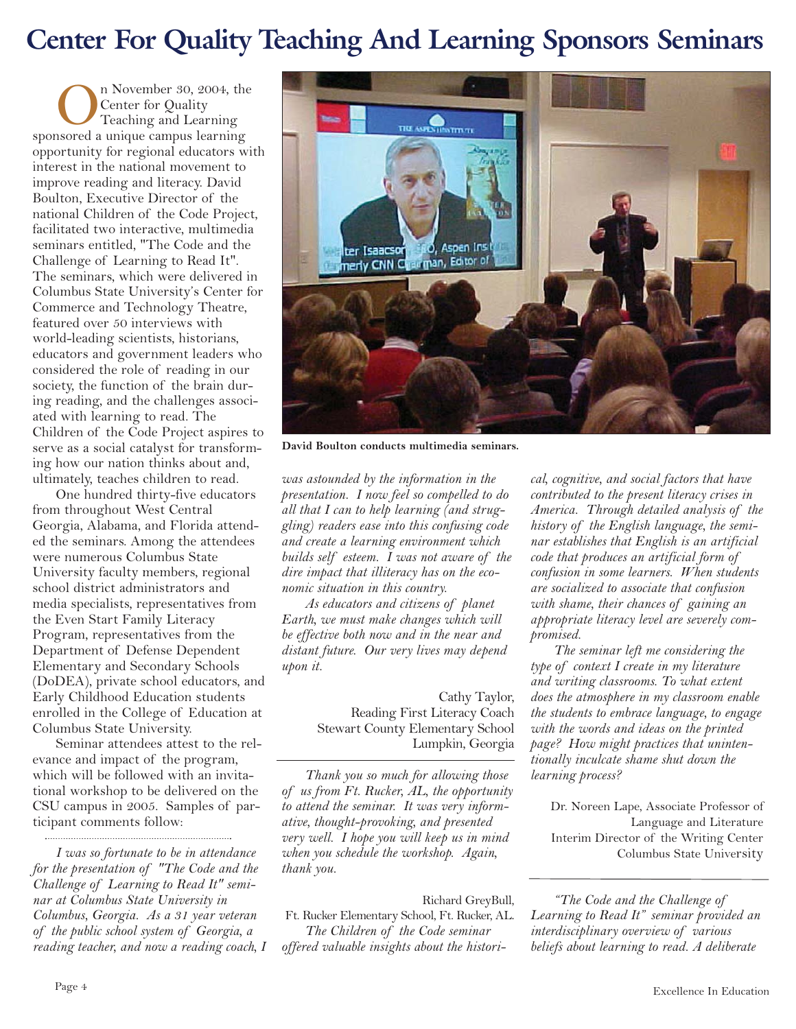# Center For Quality Teaching And Learning Sponsors Seminars

On November 30, 2004, the Center for Quality Teaching and Learning sponsored a unique campus learning opportunity for regional educators with interest in the national movement to improve reading and literacy. David Boulton, Executive Director of the national Children of the Code Project, facilitated two interactive, multimedia seminars entitled, "The Code and the Challenge of Learning to Read It". The seminars, which were delivered in Columbus State University's Center for Commerce and Technology Theatre, featured over 50 interviews with world-leading scientists, historians, educators and government leaders who considered the role of reading in our society, the function of the brain during reading, and the challenges associated with learning to read. The Children of the Code Project aspires to serve as a social catalyst for transforming how our nation thinks about and, ultimately, teaches children to read.

One hundred thirty-five educators from throughout West Central Georgia, Alabama, and Florida attended the seminars. Among the attendees were numerous Columbus State University faculty members, regional school district administrators and media specialists, representatives from the Even Start Family Literacy Program, representatives from the Department of Defense Dependent Elementary and Secondary Schools (DoDEA), private school educators, and Early Childhood Education students enrolled in the College of Education at Columbus State University.

Seminar attendees attest to the relevance and impact of the program, which will be followed with an invitational workshop to be delivered on the CSU campus in 2005. Samples of participant comments follow:

David Boulton conducts multimedia seminars.

---

*I was so fortunate to be in attendance for the presentation of "The Code and the Challenge of Learning to Read It" seminar at Columbus State University in Columbus, Georgia. As a 31 year veteran of the public school system of Georgia, a reading teacher, and now a reading coach, I was astounded by the information in the presentation. I now feel so compelled to do all that I can to help learning (and struggling) readers ease into this confusing code and create a learning environment which builds self esteem. I was not aware of the dire impact that illiteracy has on the economic situation in this country.*

*As educators and citizens of planet Earth, we must make changes which will be effective both now and in the near and distant future. Our very lives may depend upon it.*

Cathy Taylor,
Reading First Literacy Coach
Stewart County Elementary School
Lumpkin, Georgia

---

*Thank you so much for allowing those of us from Ft. Rucker, AL, the opportunity to attend the seminar. It was very informative, thought-provoking, and presented very well. I hope you will keep us in mind when you schedule the workshop. Again, thank you.*

Richard GreyBull,
Ft. Rucker Elementary School, Ft. Rucker, AL.

*The Children of the Code seminar offered valuable insights about the historical, cognitive, and social factors that have contributed to the present literacy crises in America. Through detailed analysis of the history of the English language, the seminar establishes that English is an artificial code that produces an artificial form of confusion in some learners. When students are socialized to associate that confusion with shame, their chances of gaining an appropriate literacy level are severely compromised.*

*The seminar left me considering the type of context I create in my literature and writing classrooms. To what extent does the atmosphere in my classroom enable the students to embrace language, to engage with the words and ideas on the printed page? How might practices that unintentionally inculcate shame shut down the learning process?*

Dr. Noreen Lape, Associate Professor of Language and Literature
Interim Director of the Writing Center
Columbus State University

---

*"The Code and the Challenge of Learning to Read It" seminar provided an interdisciplinary overview of various beliefs about learning to read. A deliberate*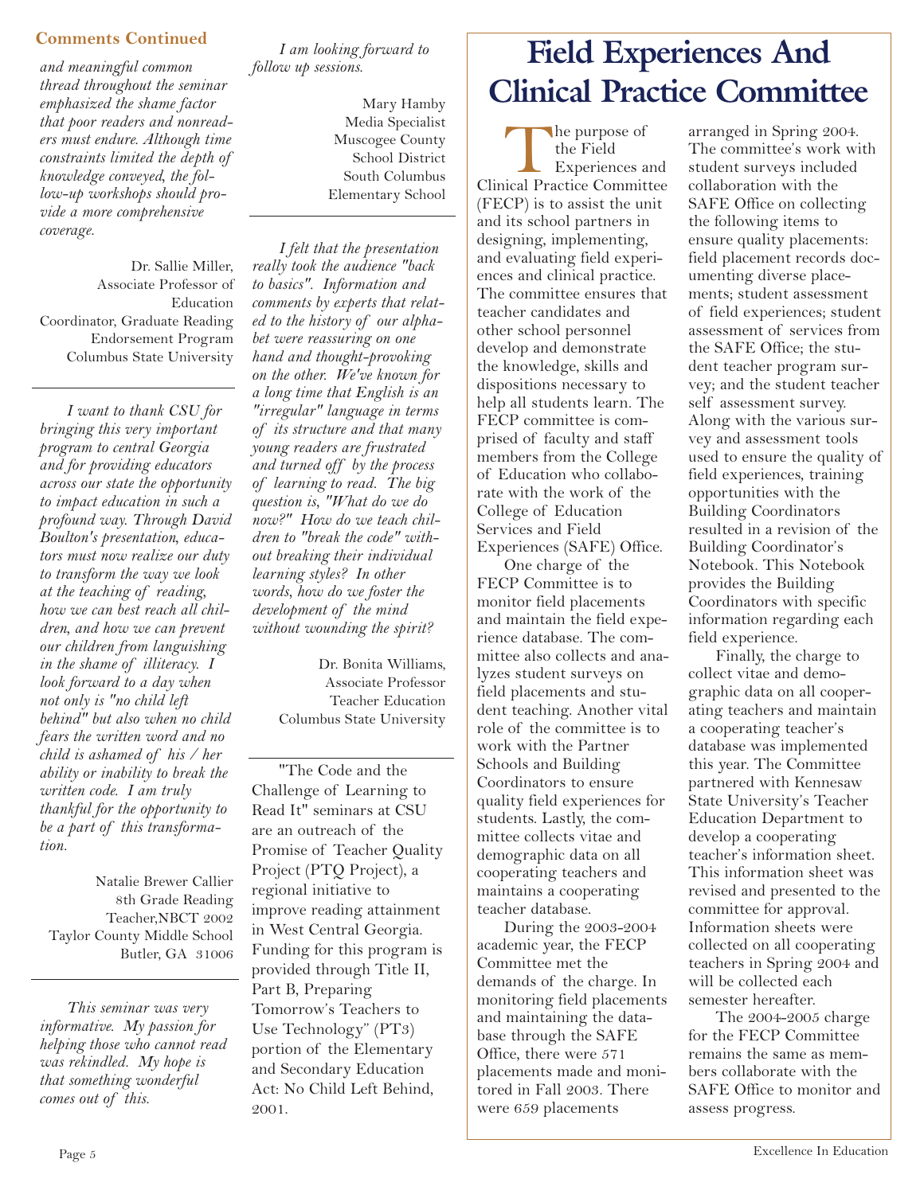**Comments Continued**

*and meaningful common thread throughout the seminar emphasized the shame factor that poor readers and nonreaders must endure. Although time constraints limited the depth of knowledge conveyed, the follow-up workshops should provide a more comprehensive coverage.*

Dr. Sallie Miller,
Associate Professor of Education
Coordinator, Graduate Reading Endorsement Program
Columbus State University

---

*I want to thank CSU for bringing this very important program to central Georgia and for providing educators across our state the opportunity to impact education in such a profound way. Through David Boulton's presentation, educators must now realize our duty to transform the way we look at the teaching of reading, how we can best reach all children, and how we can prevent our children from languishing in the shame of illiteracy. I look forward to a day when not only is "no child left behind" but also when no child fears the written word and no child is ashamed of his / her ability or inability to break the written code. I am truly thankful for the opportunity to be a part of this transformation.*

Natalie Brewer Callier
8th Grade Reading Teacher,NBCT 2002
Taylor County Middle School
Butler, GA 31006

---

*This seminar was very informative. My passion for helping those who cannot read was rekindled. My hope is that something wonderful comes out of this.*

*I am looking forward to follow up sessions.*

Mary Hamby
Media Specialist
Muscogee County School District
South Columbus Elementary School

---

*I felt that the presentation really took the audience "back to basics". Information and comments by experts that related to the history of our alphabet were reassuring on one hand and thought-provoking on the other. We've known for a long time that English is an "irregular" language in terms of its structure and that many young readers are frustrated and turned off by the process of learning to read. The big question is, "What do we do now?" How do we teach children to "break the code" without breaking their individual learning styles? In other words, how do we foster the development of the mind without wounding the spirit?*

Dr. Bonita Williams,
Associate Professor
Teacher Education
Columbus State University

---

"The Code and the Challenge of Learning to Read It" seminars at CSU are an outreach of the Promise of Teacher Quality Project (PTQ Project), a regional initiative to improve reading attainment in West Central Georgia. Funding for this program is provided through Title II, Part B, Preparing Tomorrow's Teachers to Use Technology" (PT3) portion of the Elementary and Secondary Education Act: No Child Left Behind, 2001.

# Field Experiences And Clinical Practice Committee

The purpose of the Field Experiences and Clinical Practice Committee (FECP) is to assist the unit and its school partners in designing, implementing, and evaluating field experiences and clinical practice. The committee ensures that teacher candidates and other school personnel develop and demonstrate the knowledge, skills and dispositions necessary to help all students learn. The FECP committee is comprised of faculty and staff members from the College of Education who collaborate with the work of the College of Education Services and Field Experiences (SAFE) Office.

One charge of the FECP Committee is to monitor field placements and maintain the field experience database. The committee also collects and analyzes student surveys on field placements and student teaching. Another vital role of the committee is to work with the Partner Schools and Building Coordinators to ensure quality field experiences for students. Lastly, the committee collects vitae and demographic data on all cooperating teachers and maintains a cooperating teacher database.

During the 2003-2004 academic year, the FECP Committee met the demands of the charge. In monitoring field placements and maintaining the database through the SAFE Office, there were 571 placements made and monitored in Fall 2003. There were 659 placements arranged in Spring 2004. The committee's work with student surveys included collaboration with the SAFE Office on collecting the following items to ensure quality placements: field placement records documenting diverse placements; student assessment of field experiences; student assessment of services from the SAFE Office; the student teacher program survey; and the student teacher self assessment survey. Along with the various survey and assessment tools used to ensure the quality of field experiences, training opportunities with the Building Coordinators resulted in a revision of the Building Coordinator's Notebook. This Notebook provides the Building Coordinators with specific information regarding each field experience.

Finally, the charge to collect vitae and demographic data on all cooperating teachers and maintain a cooperating teacher's database was implemented this year. The Committee partnered with Kennesaw State University's Teacher Education Department to develop a cooperating teacher's information sheet. This information sheet was revised and presented to the committee for approval. Information sheets were collected on all cooperating teachers in Spring 2004 and will be collected each semester hereafter.

The 2004-2005 charge for the FECP Committee remains the same as members collaborate with the SAFE Office to monitor and assess progress.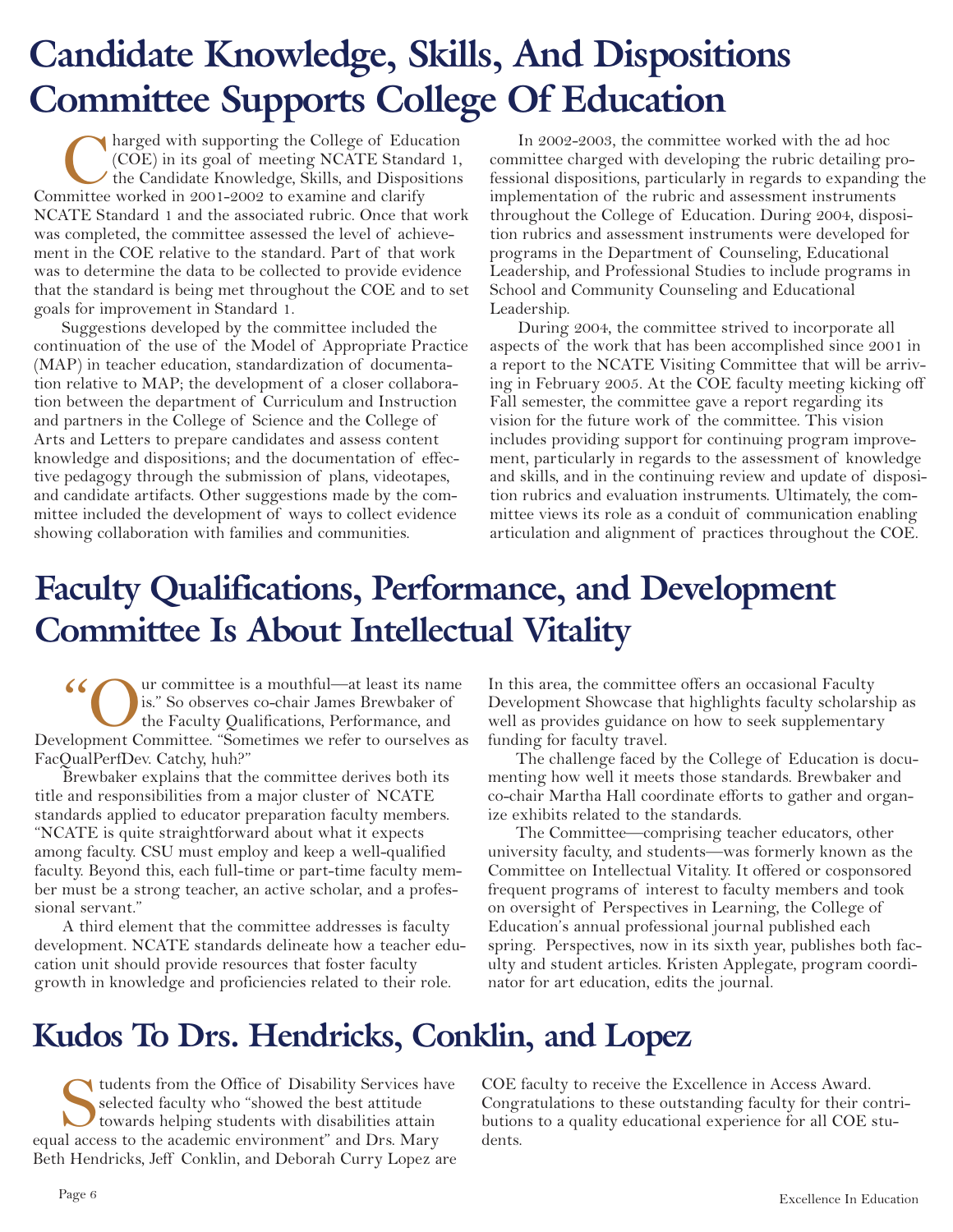# Candidate Knowledge, Skills, And Dispositions Committee Supports College Of Education

Charged with supporting the College of Education (COE) in its goal of meeting NCATE Standard 1, the Candidate Knowledge, Skills, and Dispositions Committee worked in 2001-2002 to examine and clarify NCATE Standard 1 and the associated rubric. Once that work was completed, the committee assessed the level of achievement in the COE relative to the standard. Part of that work was to determine the data to be collected to provide evidence that the standard is being met throughout the COE and to set goals for improvement in Standard 1.

Suggestions developed by the committee included the continuation of the use of the Model of Appropriate Practice (MAP) in teacher education, standardization of documentation relative to MAP; the development of a closer collaboration between the department of Curriculum and Instruction and partners in the College of Science and the College of Arts and Letters to prepare candidates and assess content knowledge and dispositions; and the documentation of effective pedagogy through the submission of plans, videotapes, and candidate artifacts. Other suggestions made by the committee included the development of ways to collect evidence showing collaboration with families and communities.

In 2002-2003, the committee worked with the ad hoc committee charged with developing the rubric detailing professional dispositions, particularly in regards to expanding the implementation of the rubric and assessment instruments throughout the College of Education. During 2004, disposition rubrics and assessment instruments were developed for programs in the Department of Counseling, Educational Leadership, and Professional Studies to include programs in School and Community Counseling and Educational Leadership.

During 2004, the committee strived to incorporate all aspects of the work that has been accomplished since 2001 in a report to the NCATE Visiting Committee that will be arriving in February 2005. At the COE faculty meeting kicking off Fall semester, the committee gave a report regarding its vision for the future work of the committee. This vision includes providing support for continuing program improvement, particularly in regards to the assessment of knowledge and skills, and in the continuing review and update of disposition rubrics and evaluation instruments. Ultimately, the committee views its role as a conduit of communication enabling articulation and alignment of practices throughout the COE.

# Faculty Qualifications, Performance, and Development Committee Is About Intellectual Vitality

"Our committee is a mouthful—at least its name is." So observes co-chair James Brewbaker of the Faculty Qualifications, Performance, and Development Committee. "Sometimes we refer to ourselves as FacQualPerfDev. Catchy, huh?"

Brewbaker explains that the committee derives both its title and responsibilities from a major cluster of NCATE standards applied to educator preparation faculty members. "NCATE is quite straightforward about what it expects among faculty. CSU must employ and keep a well-qualified faculty. Beyond this, each full-time or part-time faculty member must be a strong teacher, an active scholar, and a professional servant."

A third element that the committee addresses is faculty development. NCATE standards delineate how a teacher education unit should provide resources that foster faculty growth in knowledge and proficiencies related to their role. In this area, the committee offers an occasional Faculty Development Showcase that highlights faculty scholarship as well as provides guidance on how to seek supplementary funding for faculty travel.

The challenge faced by the College of Education is documenting how well it meets those standards. Brewbaker and co-chair Martha Hall coordinate efforts to gather and organize exhibits related to the standards.

The Committee—comprising teacher educators, other university faculty, and students—was formerly known as the Committee on Intellectual Vitality. It offered or cosponsored frequent programs of interest to faculty members and took on oversight of Perspectives in Learning, the College of Education's annual professional journal published each spring. Perspectives, now in its sixth year, publishes both faculty and student articles. Kristen Applegate, program coordinator for art education, edits the journal.

# Kudos To Drs. Hendricks, Conklin, and Lopez

Students from the Office of Disability Services have selected faculty who "showed the best attitude towards helping students with disabilities attain equal access to the academic environment" and Drs. Mary Beth Hendricks, Jeff Conklin, and Deborah Curry Lopez are COE faculty to receive the Excellence in Access Award. Congratulations to these outstanding faculty for their contributions to a quality educational experience for all COE students.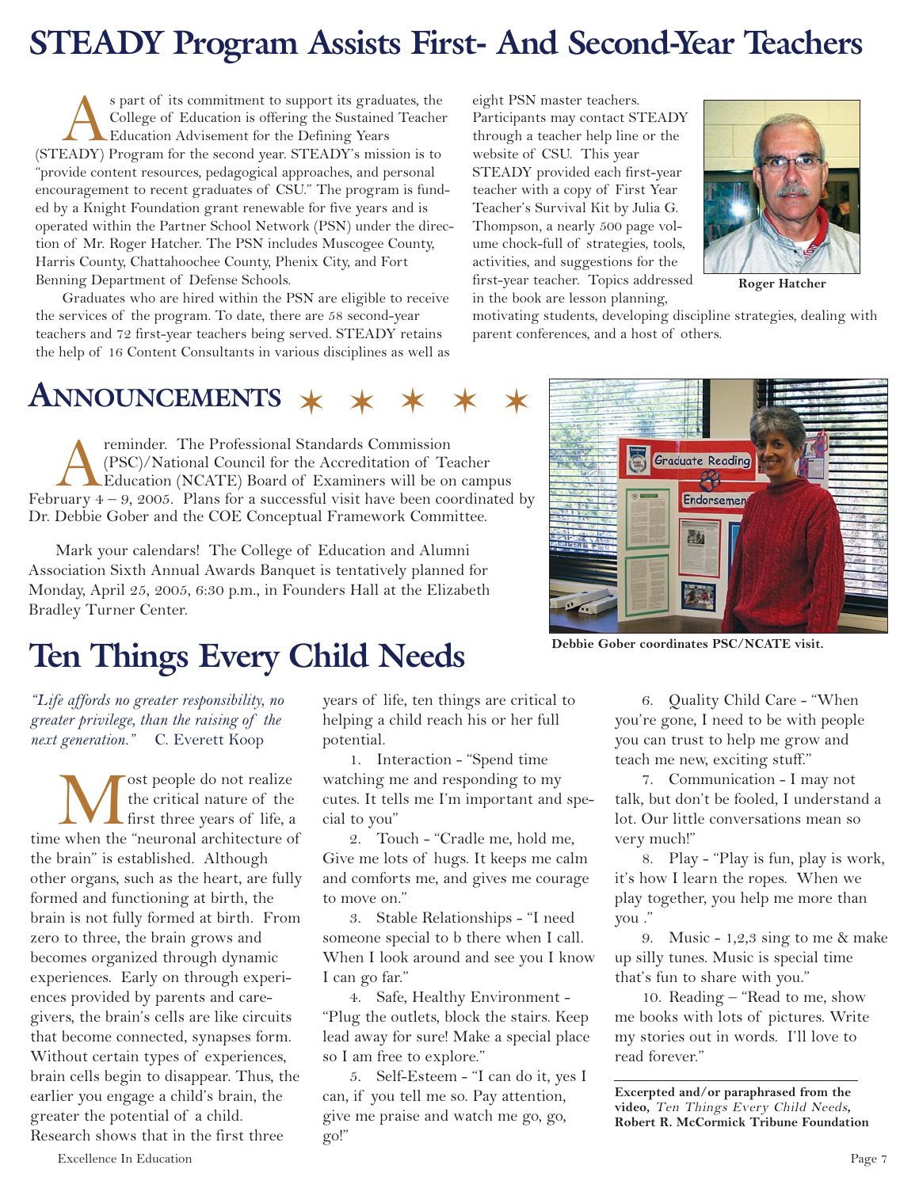# STEADY Program Assists First- And Second-Year Teachers

As part of its commitment to support its graduates, the College of Education is offering the Sustained Teacher Education Advisement for the Defining Years (STEADY) Program for the second year. STEADY's mission is to "provide content resources, pedagogical approaches, and personal encouragement to recent graduates of CSU." The program is funded by a Knight Foundation grant renewable for five years and is operated within the Partner School Network (PSN) under the direction of Mr. Roger Hatcher. The PSN includes Muscogee County, Harris County, Chattahoochee County, Phenix City, and Fort Benning Department of Defense Schools.

Graduates who are hired within the PSN are eligible to receive the services of the program. To date, there are 58 second-year teachers and 72 first-year teachers being served. STEADY retains the help of 16 Content Consultants in various disciplines as well as eight PSN master teachers. Participants may contact STEADY through a teacher help line or the website of CSU. This year STEADY provided each first-year teacher with a copy of First Year Teacher's Survival Kit by Julia G. Thompson, a nearly 500 page volume chock-full of strategies, tools, activities, and suggestions for the first-year teacher. Topics addressed in the book are lesson planning, motivating students, developing discipline strategies, dealing with parent conferences, and a host of others.

**Roger Hatcher**

## Announcements

A reminder. The Professional Standards Commission (PSC)/National Council for the Accreditation of Teacher Education (NCATE) Board of Examiners will be on campus February 4 – 9, 2005. Plans for a successful visit have been coordinated by Dr. Debbie Gober and the COE Conceptual Framework Committee.

Mark your calendars! The College of Education and Alumni Association Sixth Annual Awards Banquet is tentatively planned for Monday, April 25, 2005, 6:30 p.m., in Founders Hall at the Elizabeth Bradley Turner Center.

**Debbie Gober coordinates PSC/NCATE visit.**

# Ten Things Every Child Needs

*"Life affords no greater responsibility, no greater privilege, than the raising of the next generation."* C. Everett Koop

Most people do not realize the critical nature of the first three years of life, a time when the "neuronal architecture of the brain" is established. Although other organs, such as the heart, are fully formed and functioning at birth, the brain is not fully formed at birth. From zero to three, the brain grows and becomes organized through dynamic experiences. Early on through experiences provided by parents and caregivers, the brain's cells are like circuits that become connected, synapses form. Without certain types of experiences, brain cells begin to disappear. Thus, the earlier you engage a child's brain, the greater the potential of a child. Research shows that in the first three years of life, ten things are critical to helping a child reach his or her full potential.

1. Interaction - "Spend time watching me and responding to my cutes. It tells me I'm important and special to you"
2. Touch - "Cradle me, hold me, Give me lots of hugs. It keeps me calm and comforts me, and gives me courage to move on."
3. Stable Relationships - "I need someone special to b there when I call. When I look around and see you I know I can go far."
4. Safe, Healthy Environment - "Plug the outlets, block the stairs. Keep lead away for sure! Make a special place so I am free to explore."
5. Self-Esteem - "I can do it, yes I can, if you tell me so. Pay attention, give me praise and watch me go, go, go!"
6. Quality Child Care - "When you're gone, I need to be with people you can trust to help me grow and teach me new, exciting stuff."
7. Communication - I may not talk, but don't be fooled, I understand a lot. Our little conversations mean so very much!"
8. Play - "Play is fun, play is work, it's how I learn the ropes. When we play together, you help me more than you ."
9. Music - 1,2,3 sing to me & make up silly tunes. Music is special time that's fun to share with you."
10. Reading – "Read to me, show me books with lots of pictures. Write my stories out in words. I'll love to read forever."

**Excerpted and/or paraphrased from the video,** ***Ten Things Every Child Needs*****, Robert R. McCormick Tribune Foundation**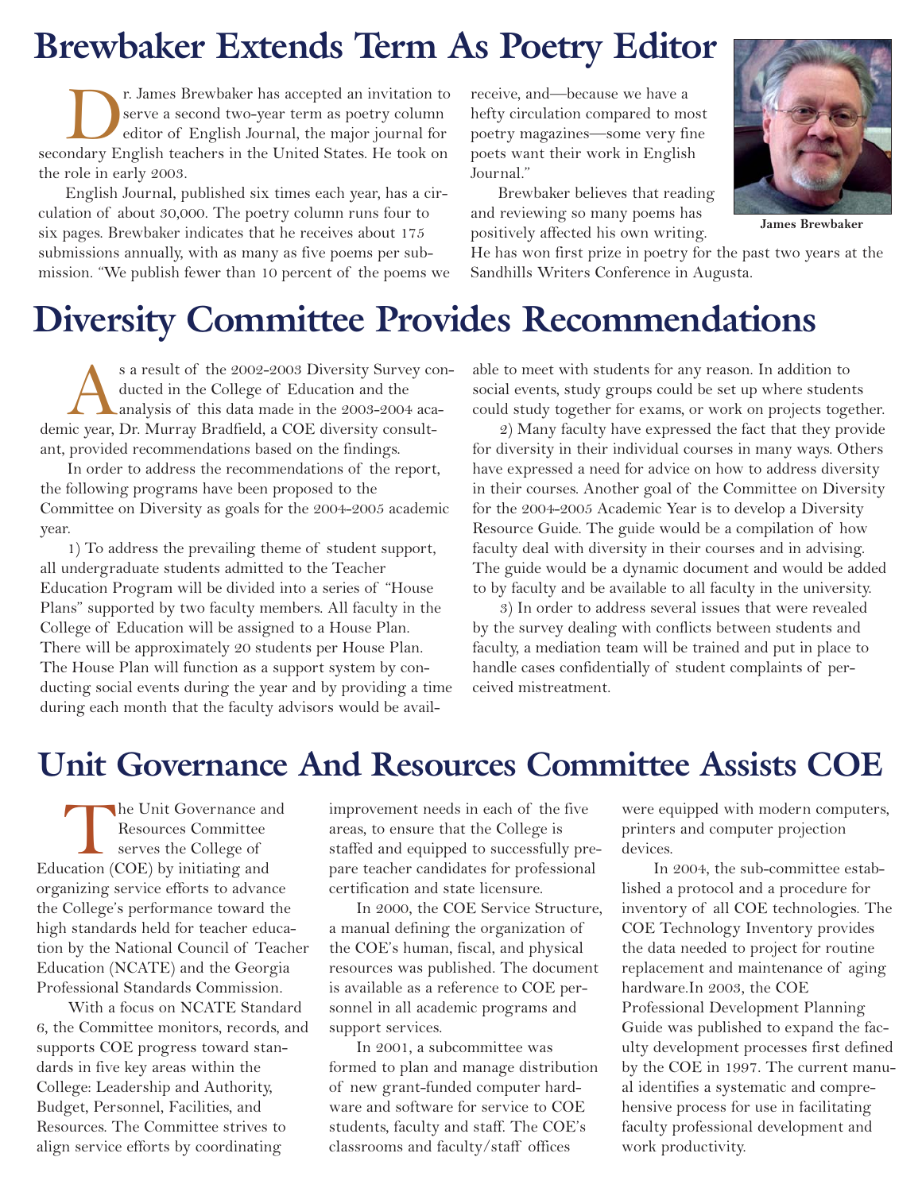# Brewbaker Extends Term As Poetry Editor

Dr. James Brewbaker has accepted an invitation to serve a second two-year term as poetry column editor of English Journal, the major journal for secondary English teachers in the United States. He took on the role in early 2003.

English Journal, published six times each year, has a circulation of about 30,000. The poetry column runs four to six pages. Brewbaker indicates that he receives about 175 submissions annually, with as many as five poems per submission. "We publish fewer than 10 percent of the poems we receive, and—because we have a hefty circulation compared to most poetry magazines—some very fine poets want their work in English Journal."

Brewbaker believes that reading and reviewing so many poems has positively affected his own writing. He has won first prize in poetry for the past two years at the Sandhills Writers Conference in Augusta.

James Brewbaker

# Diversity Committee Provides Recommendations

As a result of the 2002-2003 Diversity Survey conducted in the College of Education and the analysis of this data made in the 2003-2004 academic year, Dr. Murray Bradfield, a COE diversity consultant, provided recommendations based on the findings.

In order to address the recommendations of the report, the following programs have been proposed to the Committee on Diversity as goals for the 2004-2005 academic year.

1) To address the prevailing theme of student support, all undergraduate students admitted to the Teacher Education Program will be divided into a series of "House Plans" supported by two faculty members. All faculty in the College of Education will be assigned to a House Plan. There will be approximately 20 students per House Plan. The House Plan will function as a support system by conducting social events during the year and by providing a time during each month that the faculty advisors would be available to meet with students for any reason. In addition to social events, study groups could be set up where students could study together for exams, or work on projects together.

2) Many faculty have expressed the fact that they provide for diversity in their individual courses in many ways. Others have expressed a need for advice on how to address diversity in their courses. Another goal of the Committee on Diversity for the 2004-2005 Academic Year is to develop a Diversity Resource Guide. The guide would be a compilation of how faculty deal with diversity in their courses and in advising. The guide would be a dynamic document and would be added to by faculty and be available to all faculty in the university.

3) In order to address several issues that were revealed by the survey dealing with conflicts between students and faculty, a mediation team will be trained and put in place to handle cases confidentially of student complaints of perceived mistreatment.

# Unit Governance And Resources Committee Assists COE

The Unit Governance and Resources Committee serves the College of Education (COE) by initiating and organizing service efforts to advance the College's performance toward the high standards held for teacher education by the National Council of Teacher Education (NCATE) and the Georgia Professional Standards Commission.

With a focus on NCATE Standard 6, the Committee monitors, records, and supports COE progress toward standards in five key areas within the College: Leadership and Authority, Budget, Personnel, Facilities, and Resources. The Committee strives to align service efforts by coordinating improvement needs in each of the five areas, to ensure that the College is staffed and equipped to successfully prepare teacher candidates for professional certification and state licensure.

In 2000, the COE Service Structure, a manual defining the organization of the COE's human, fiscal, and physical resources was published. The document is available as a reference to COE personnel in all academic programs and support services.

In 2001, a subcommittee was formed to plan and manage distribution of new grant-funded computer hardware and software for service to COE students, faculty and staff. The COE's classrooms and faculty/staff offices were equipped with modern computers, printers and computer projection devices.

In 2004, the sub-committee established a protocol and a procedure for inventory of all COE technologies. The COE Technology Inventory provides the data needed to project for routine replacement and maintenance of aging hardware.In 2003, the COE Professional Development Planning Guide was published to expand the faculty development processes first defined by the COE in 1997. The current manual identifies a systematic and comprehensive process for use in facilitating faculty professional development and work productivity.